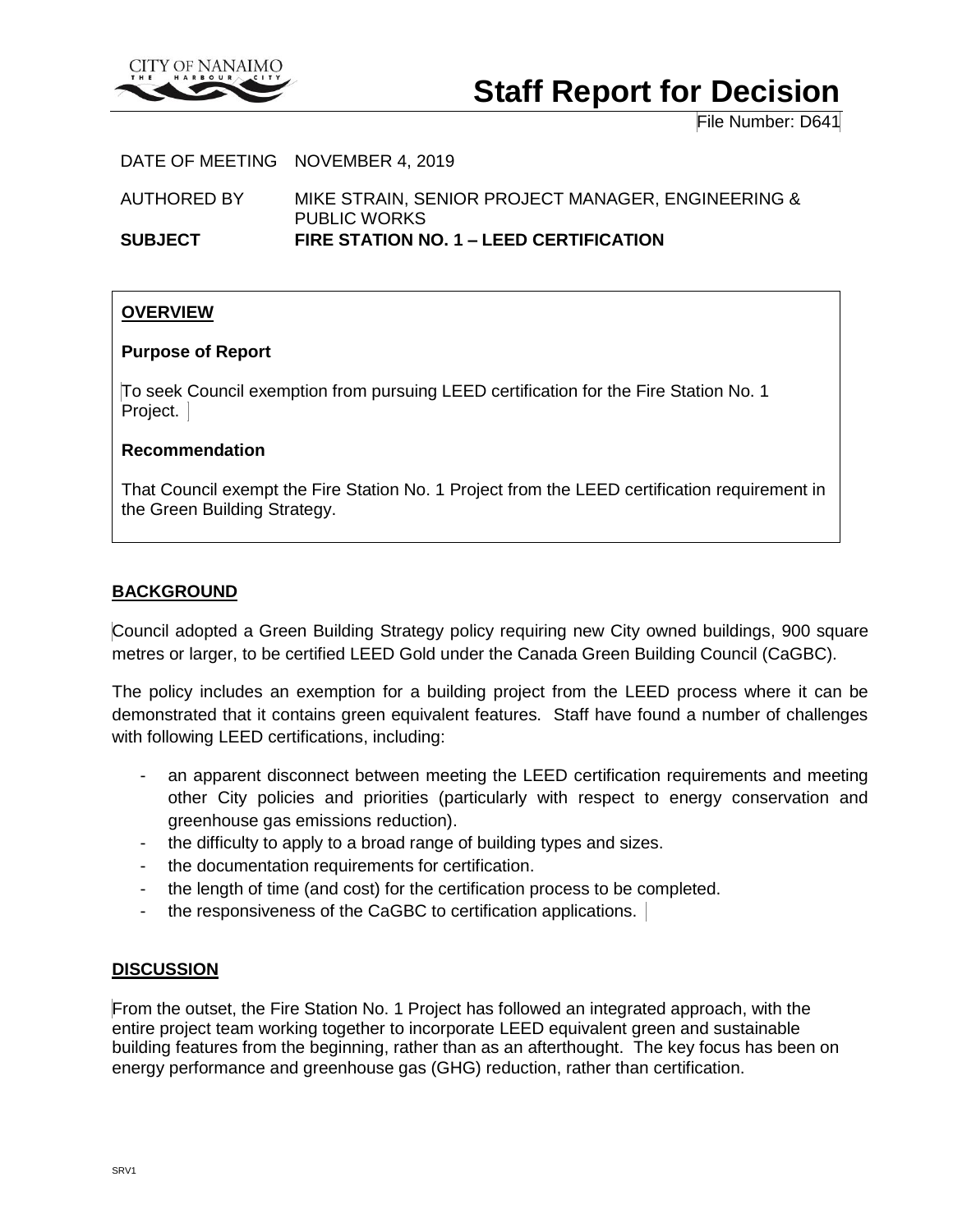CITY OF NANAIMO
THE HARBOUR CITY

# Staff Report for Decision

File Number: D641

DATE OF MEETING NOVEMBER 4, 2019

AUTHORED BY MIKE STRAIN, SENIOR PROJECT MANAGER, ENGINEERING & PUBLIC WORKS

**SUBJECT FIRE STATION NO. 1 – LEED CERTIFICATION**

## OVERVIEW

**Purpose of Report**

To seek Council exemption from pursuing LEED certification for the Fire Station No. 1 Project.

**Recommendation**

That Council exempt the Fire Station No. 1 Project from the LEED certification requirement in the Green Building Strategy.

## BACKGROUND

Council adopted a Green Building Strategy policy requiring new City owned buildings, 900 square metres or larger, to be certified LEED Gold under the Canada Green Building Council (CaGBC).

The policy includes an exemption for a building project from the LEED process where it can be demonstrated that it contains green equivalent features. Staff have found a number of challenges with following LEED certifications, including:

- an apparent disconnect between meeting the LEED certification requirements and meeting other City policies and priorities (particularly with respect to energy conservation and greenhouse gas emissions reduction).
- the difficulty to apply to a broad range of building types and sizes.
- the documentation requirements for certification.
- the length of time (and cost) for the certification process to be completed.
- the responsiveness of the CaGBC to certification applications.

## DISCUSSION

From the outset, the Fire Station No. 1 Project has followed an integrated approach, with the entire project team working together to incorporate LEED equivalent green and sustainable building features from the beginning, rather than as an afterthought. The key focus has been on energy performance and greenhouse gas (GHG) reduction, rather than certification.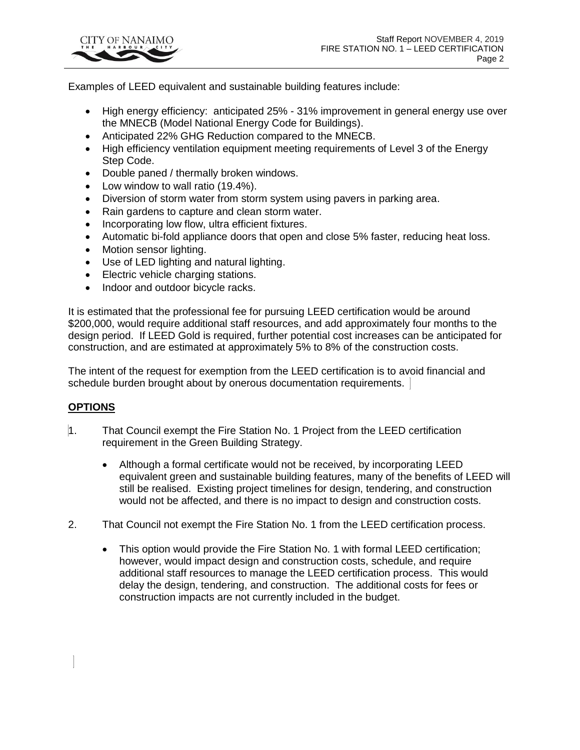Examples of LEED equivalent and sustainable building features include:

- High energy efficiency: anticipated 25% - 31% improvement in general energy use over the MNECB (Model National Energy Code for Buildings).
- Anticipated 22% GHG Reduction compared to the MNECB.
- High efficiency ventilation equipment meeting requirements of Level 3 of the Energy Step Code.
- Double paned / thermally broken windows.
- Low window to wall ratio (19.4%).
- Diversion of storm water from storm system using pavers in parking area.
- Rain gardens to capture and clean storm water.
- Incorporating low flow, ultra efficient fixtures.
- Automatic bi-fold appliance doors that open and close 5% faster, reducing heat loss.
- Motion sensor lighting.
- Use of LED lighting and natural lighting.
- Electric vehicle charging stations.
- Indoor and outdoor bicycle racks.

It is estimated that the professional fee for pursuing LEED certification would be around $200,000, would require additional staff resources, and add approximately four months to the design period. If LEED Gold is required, further potential cost increases can be anticipated for construction, and are estimated at approximately 5% to 8% of the construction costs.

The intent of the request for exemption from the LEED certification is to avoid financial and schedule burden brought about by onerous documentation requirements.

## OPTIONS

1. That Council exempt the Fire Station No. 1 Project from the LEED certification requirement in the Green Building Strategy.

   - Although a formal certificate would not be received, by incorporating LEED equivalent green and sustainable building features, many of the benefits of LEED will still be realised. Existing project timelines for design, tendering, and construction would not be affected, and there is no impact to design and construction costs.

2. That Council not exempt the Fire Station No. 1 from the LEED certification process.

   - This option would provide the Fire Station No. 1 with formal LEED certification; however, would impact design and construction costs, schedule, and require additional staff resources to manage the LEED certification process. This would delay the design, tendering, and construction. The additional costs for fees or construction impacts are not currently included in the budget.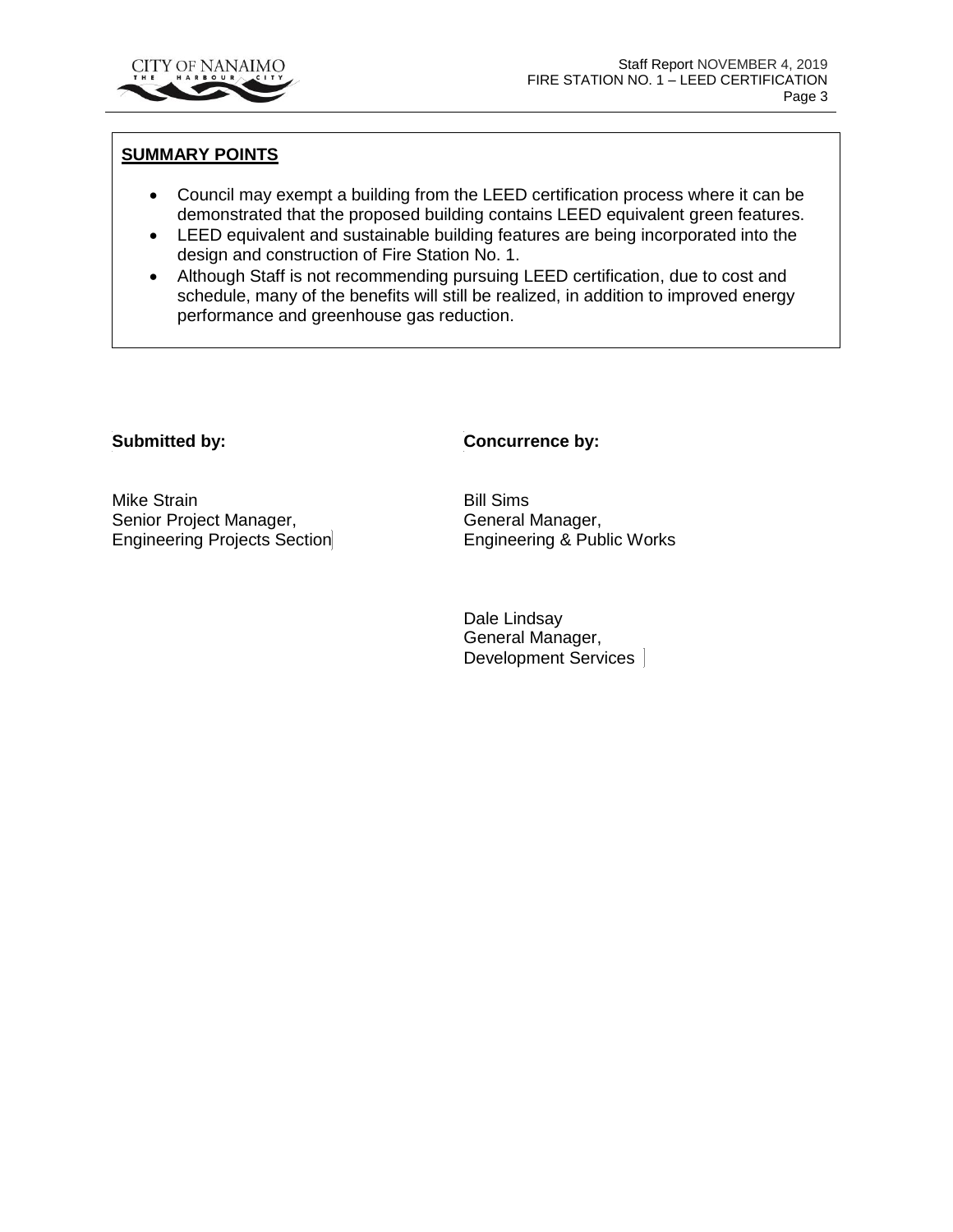**SUMMARY POINTS**

- Council may exempt a building from the LEED certification process where it can be demonstrated that the proposed building contains LEED equivalent green features.
- LEED equivalent and sustainable building features are being incorporated into the design and construction of Fire Station No. 1.
- Although Staff is not recommending pursuing LEED certification, due to cost and schedule, many of the benefits will still be realized, in addition to improved energy performance and greenhouse gas reduction.

**Submitted by:**

Mike Strain
Senior Project Manager,
Engineering Projects Section

**Concurrence by:**

Bill Sims
General Manager,
Engineering & Public Works

Dale Lindsay
General Manager,
Development Services